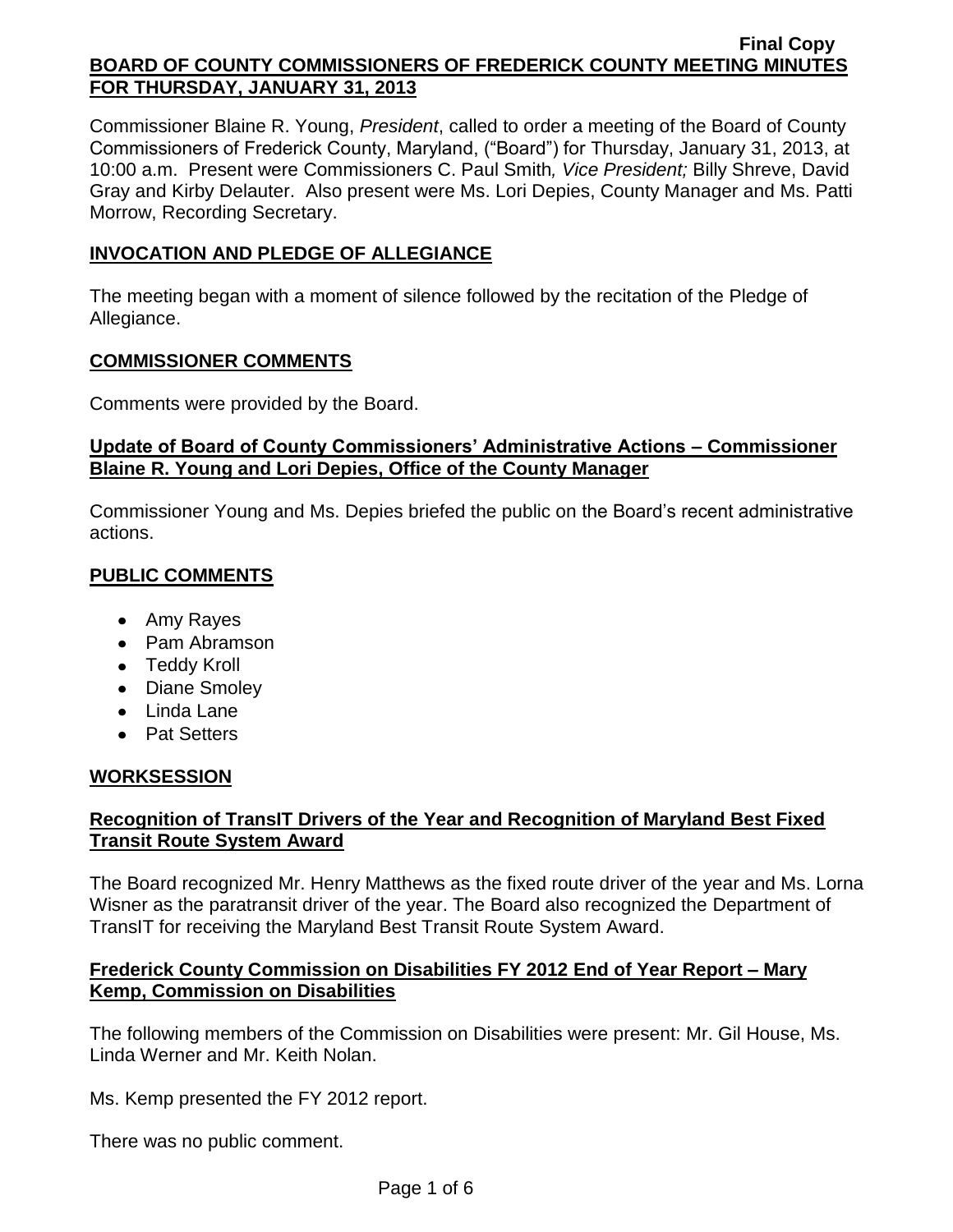Final Copy

# BOARD OF COUNTY COMMISSIONERS OF FREDERICK COUNTY MEETING MINUTES FOR THURSDAY, JANUARY 31, 2013

Commissioner Blaine R. Young, *President*, called to order a meeting of the Board of County Commissioners of Frederick County, Maryland, ("Board") for Thursday, January 31, 2013, at 10:00 a.m. Present were Commissioners C. Paul Smith*, Vice President;* Billy Shreve, David Gray and Kirby Delauter. Also present were Ms. Lori Depies, County Manager and Ms. Patti Morrow, Recording Secretary.

## INVOCATION AND PLEDGE OF ALLEGIANCE

The meeting began with a moment of silence followed by the recitation of the Pledge of Allegiance.

## COMMISSIONER COMMENTS

Comments were provided by the Board.

## Update of Board of County Commissioners' Administrative Actions – Commissioner Blaine R. Young and Lori Depies, Office of the County Manager

Commissioner Young and Ms. Depies briefed the public on the Board's recent administrative actions.

## PUBLIC COMMENTS

- Amy Rayes
- Pam Abramson
- Teddy Kroll
- Diane Smoley
- Linda Lane
- Pat Setters

## WORKSESSION

## Recognition of TransIT Drivers of the Year and Recognition of Maryland Best Fixed Transit Route System Award

The Board recognized Mr. Henry Matthews as the fixed route driver of the year and Ms. Lorna Wisner as the paratransit driver of the year. The Board also recognized the Department of TransIT for receiving the Maryland Best Transit Route System Award.

## Frederick County Commission on Disabilities FY 2012 End of Year Report – Mary Kemp, Commission on Disabilities

The following members of the Commission on Disabilities were present: Mr. Gil House, Ms. Linda Werner and Mr. Keith Nolan.

Ms. Kemp presented the FY 2012 report.

There was no public comment.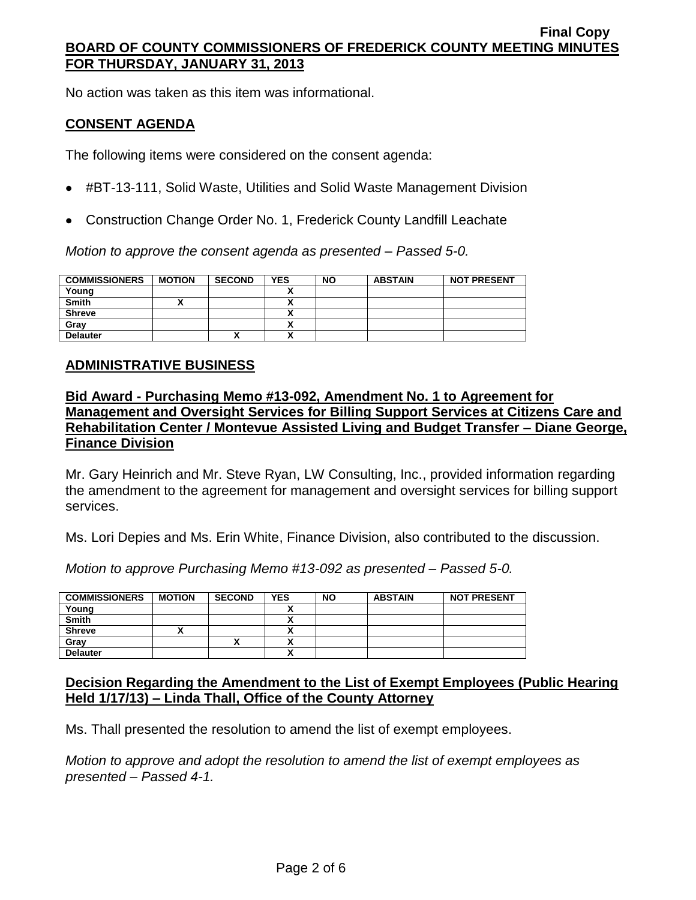No action was taken as this item was informational.

## CONSENT AGENDA

The following items were considered on the consent agenda:

- #BT-13-111, Solid Waste, Utilities and Solid Waste Management Division
- Construction Change Order No. 1, Frederick County Landfill Leachate

*Motion to approve the consent agenda as presented – Passed 5-0.*

| COMMISSIONERS | MOTION | SECOND | YES | NO | ABSTAIN | NOT PRESENT |
|---|---|---|---|---|---|---|
| Young | | | X | | | |
| Smith | X | | X | | | |
| Shreve | | | X | | | |
| Gray | | | X | | | |
| Delauter | | X | X | | | |

## ADMINISTRATIVE BUSINESS

### Bid Award - Purchasing Memo #13-092, Amendment No. 1 to Agreement for Management and Oversight Services for Billing Support Services at Citizens Care and Rehabilitation Center / Montevue Assisted Living and Budget Transfer – Diane George, Finance Division

Mr. Gary Heinrich and Mr. Steve Ryan, LW Consulting, Inc., provided information regarding the amendment to the agreement for management and oversight services for billing support services.

Ms. Lori Depies and Ms. Erin White, Finance Division, also contributed to the discussion.

*Motion to approve Purchasing Memo #13-092 as presented – Passed 5-0.*

| COMMISSIONERS | MOTION | SECOND | YES | NO | ABSTAIN | NOT PRESENT |
|---|---|---|---|---|---|---|
| Young | | | X | | | |
| Smith | | | X | | | |
| Shreve | X | | X | | | |
| Gray | | X | X | | | |
| Delauter | | | X | | | |

### Decision Regarding the Amendment to the List of Exempt Employees (Public Hearing Held 1/17/13) – Linda Thall, Office of the County Attorney

Ms. Thall presented the resolution to amend the list of exempt employees.

*Motion to approve and adopt the resolution to amend the list of exempt employees as presented – Passed 4-1.*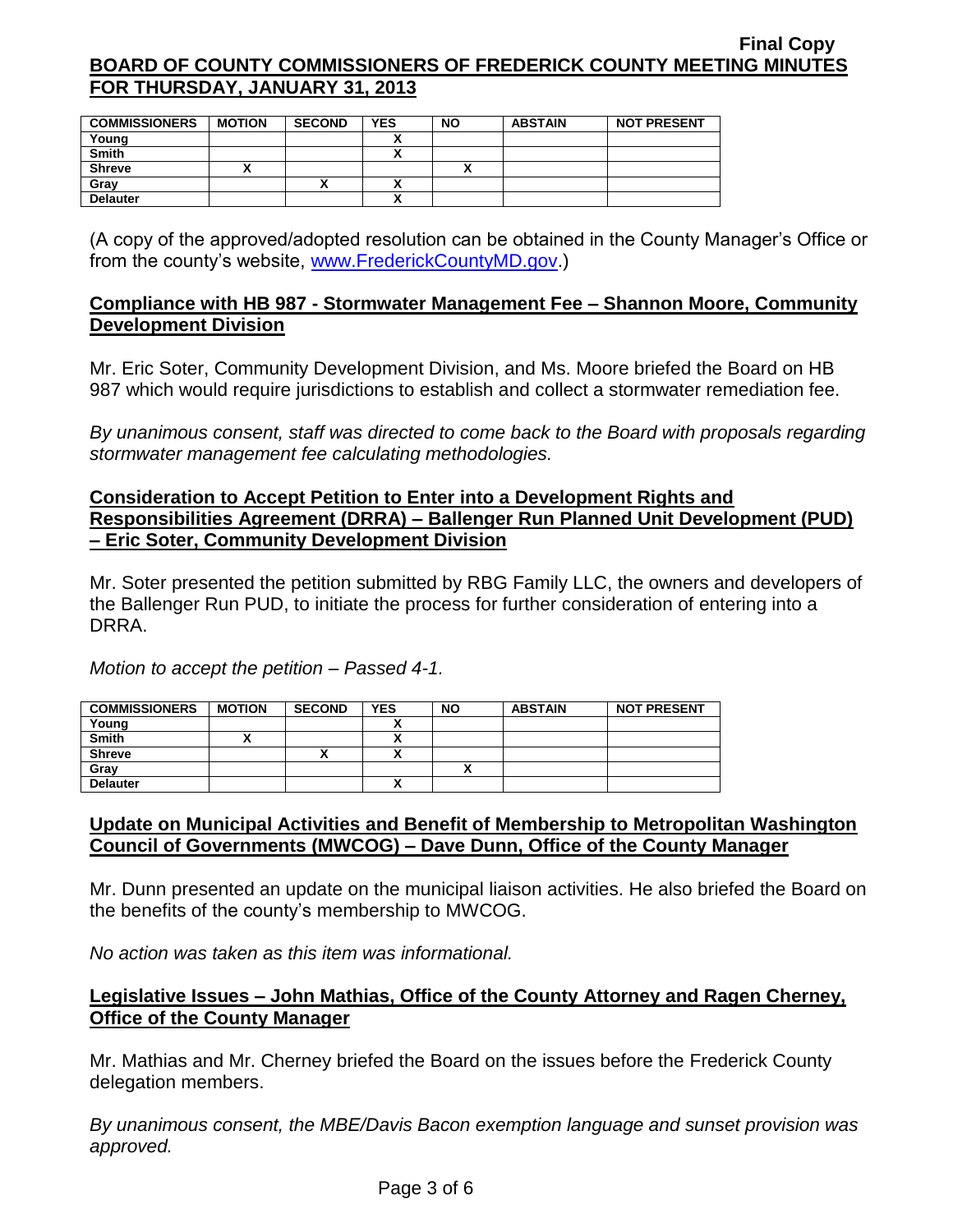| COMMISSIONERS | MOTION | SECOND | YES | NO | ABSTAIN | NOT PRESENT |
|---|---|---|---|---|---|---|
| Young | | | X | | | |
| Smith | | | X | | | |
| Shreve | X | | | X | | |
| Gray | | X | X | | | |
| Delauter | | | X | | | |

(A copy of the approved/adopted resolution can be obtained in the County Manager's Office or from the county's website, www.FrederickCountyMD.gov.)

**Compliance with HB 987 - Stormwater Management Fee – Shannon Moore, Community Development Division**

Mr. Eric Soter, Community Development Division, and Ms. Moore briefed the Board on HB 987 which would require jurisdictions to establish and collect a stormwater remediation fee.

*By unanimous consent, staff was directed to come back to the Board with proposals regarding stormwater management fee calculating methodologies.*

**Consideration to Accept Petition to Enter into a Development Rights and Responsibilities Agreement (DRRA) – Ballenger Run Planned Unit Development (PUD) – Eric Soter, Community Development Division**

Mr. Soter presented the petition submitted by RBG Family LLC, the owners and developers of the Ballenger Run PUD, to initiate the process for further consideration of entering into a DRRA.

*Motion to accept the petition – Passed 4-1.*

| COMMISSIONERS | MOTION | SECOND | YES | NO | ABSTAIN | NOT PRESENT |
|---|---|---|---|---|---|---|
| Young | | | X | | | |
| Smith | X | | X | | | |
| Shreve | | X | X | | | |
| Gray | | | | X | | |
| Delauter | | | X | | | |

**Update on Municipal Activities and Benefit of Membership to Metropolitan Washington Council of Governments (MWCOG) – Dave Dunn, Office of the County Manager**

Mr. Dunn presented an update on the municipal liaison activities. He also briefed the Board on the benefits of the county's membership to MWCOG.

*No action was taken as this item was informational.*

**Legislative Issues – John Mathias, Office of the County Attorney and Ragen Cherney, Office of the County Manager**

Mr. Mathias and Mr. Cherney briefed the Board on the issues before the Frederick County delegation members.

*By unanimous consent, the MBE/Davis Bacon exemption language and sunset provision was approved.*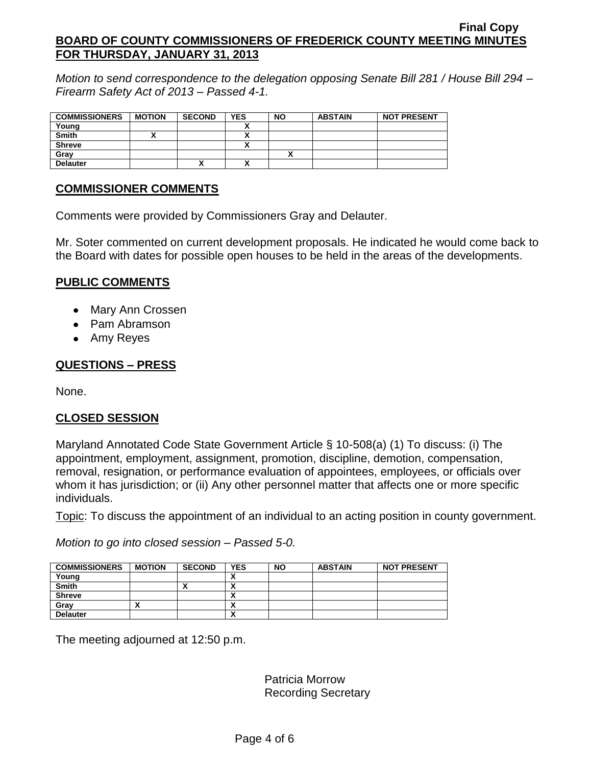Final Copy

**BOARD OF COUNTY COMMISSIONERS OF FREDERICK COUNTY MEETING MINUTES FOR THURSDAY, JANUARY 31, 2013**

*Motion to send correspondence to the delegation opposing Senate Bill 281 / House Bill 294 – Firearm Safety Act of 2013 – Passed 4-1.*

| COMMISSIONERS | MOTION | SECOND | YES | NO | ABSTAIN | NOT PRESENT |
|---|---|---|---|---|---|---|
| Young | | | X | | | |
| Smith | X | | X | | | |
| Shreve | | | X | | | |
| Gray | | | | X | | |
| Delauter | | X | X | | | |

## COMMISSIONER COMMENTS

Comments were provided by Commissioners Gray and Delauter.

Mr. Soter commented on current development proposals. He indicated he would come back to the Board with dates for possible open houses to be held in the areas of the developments.

## PUBLIC COMMENTS

- Mary Ann Crossen
- Pam Abramson
- Amy Reyes

## QUESTIONS – PRESS

None.

## CLOSED SESSION

Maryland Annotated Code State Government Article § 10-508(a) (1) To discuss: (i) The appointment, employment, assignment, promotion, discipline, demotion, compensation, removal, resignation, or performance evaluation of appointees, employees, or officials over whom it has jurisdiction; or (ii) Any other personnel matter that affects one or more specific individuals.

Topic: To discuss the appointment of an individual to an acting position in county government.

*Motion to go into closed session – Passed 5-0.*

| COMMISSIONERS | MOTION | SECOND | YES | NO | ABSTAIN | NOT PRESENT |
|---|---|---|---|---|---|---|
| Young | | | X | | | |
| Smith | | X | X | | | |
| Shreve | | | X | | | |
| Gray | X | | X | | | |
| Delauter | | | X | | | |

The meeting adjourned at 12:50 p.m.

Patricia Morrow
Recording Secretary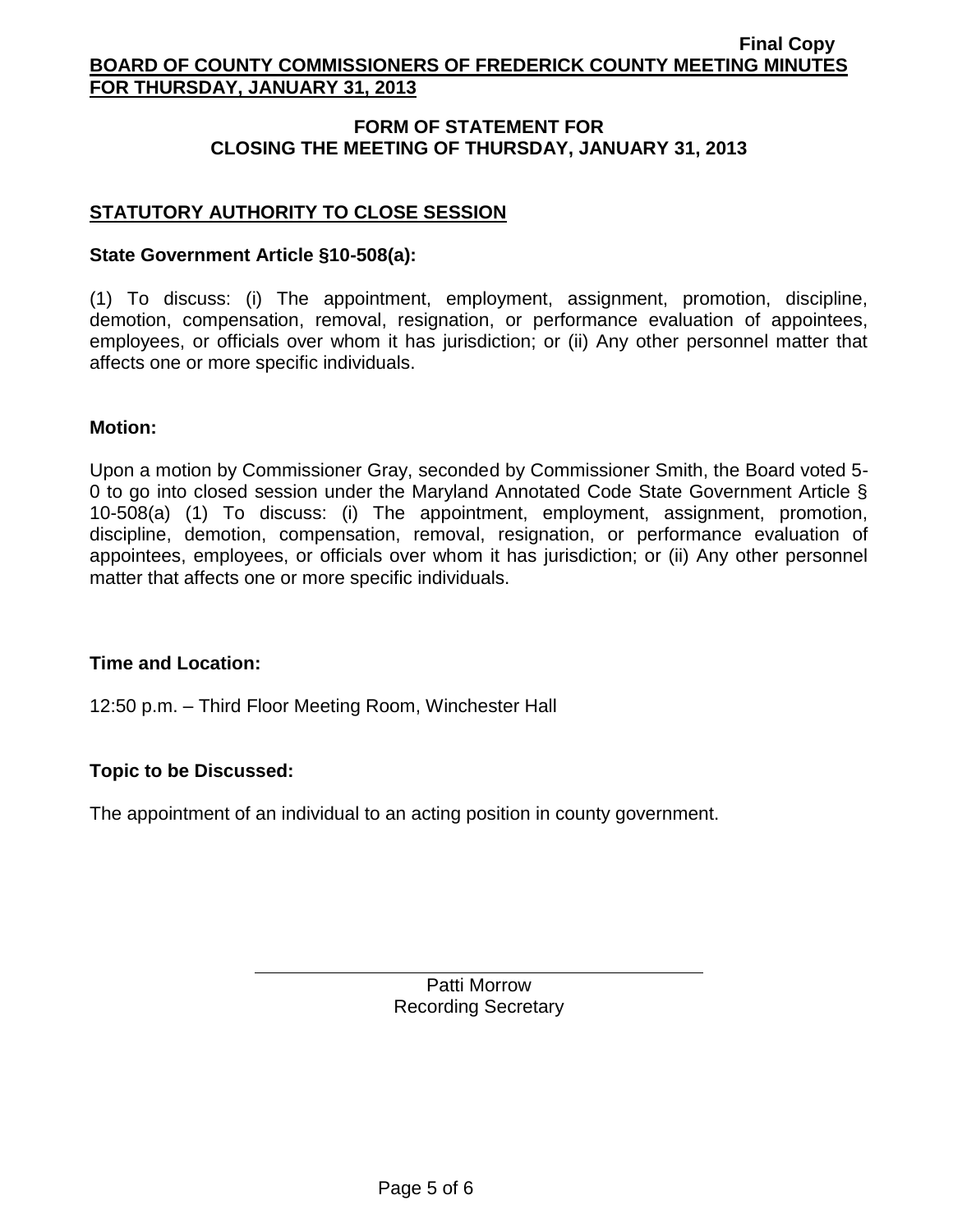# FORM OF STATEMENT FOR CLOSING THE MEETING OF THURSDAY, JANUARY 31, 2013

## STATUTORY AUTHORITY TO CLOSE SESSION

**State Government Article §10-508(a):**

(1) To discuss: (i) The appointment, employment, assignment, promotion, discipline, demotion, compensation, removal, resignation, or performance evaluation of appointees, employees, or officials over whom it has jurisdiction; or (ii) Any other personnel matter that affects one or more specific individuals.

**Motion:**

Upon a motion by Commissioner Gray, seconded by Commissioner Smith, the Board voted 5-0 to go into closed session under the Maryland Annotated Code State Government Article § 10-508(a) (1) To discuss: (i) The appointment, employment, assignment, promotion, discipline, demotion, compensation, removal, resignation, or performance evaluation of appointees, employees, or officials over whom it has jurisdiction; or (ii) Any other personnel matter that affects one or more specific individuals.

**Time and Location:**

12:50 p.m. – Third Floor Meeting Room, Winchester Hall

**Topic to be Discussed:**

The appointment of an individual to an acting position in county government.

Patti Morrow
Recording Secretary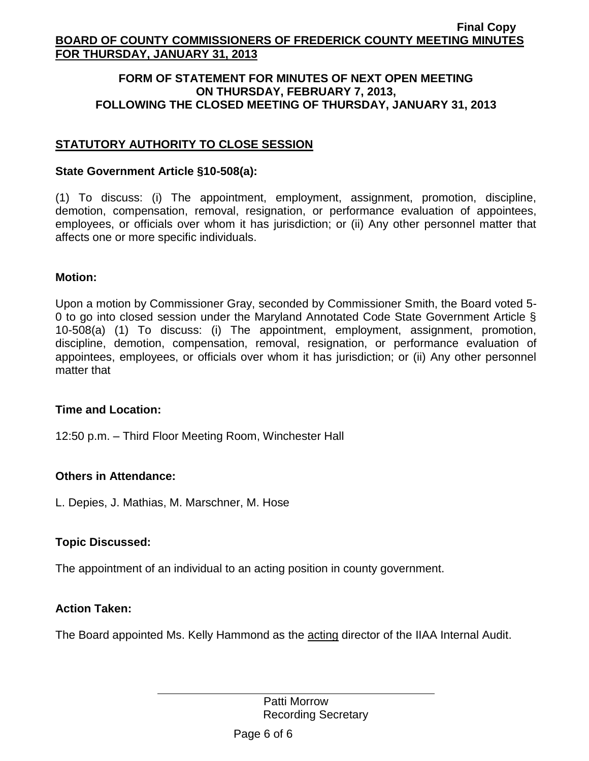**Final Copy**

**BOARD OF COUNTY COMMISSIONERS OF FREDERICK COUNTY MEETING MINUTES FOR THURSDAY, JANUARY 31, 2013**

**FORM OF STATEMENT FOR MINUTES OF NEXT OPEN MEETING ON THURSDAY, FEBRUARY 7, 2013, FOLLOWING THE CLOSED MEETING OF THURSDAY, JANUARY 31, 2013**

## STATUTORY AUTHORITY TO CLOSE SESSION

**State Government Article §10-508(a):**

(1) To discuss: (i) The appointment, employment, assignment, promotion, discipline, demotion, compensation, removal, resignation, or performance evaluation of appointees, employees, or officials over whom it has jurisdiction; or (ii) Any other personnel matter that affects one or more specific individuals.

**Motion:**

Upon a motion by Commissioner Gray, seconded by Commissioner Smith, the Board voted 5-0 to go into closed session under the Maryland Annotated Code State Government Article § 10-508(a) (1) To discuss: (i) The appointment, employment, assignment, promotion, discipline, demotion, compensation, removal, resignation, or performance evaluation of appointees, employees, or officials over whom it has jurisdiction; or (ii) Any other personnel matter that

**Time and Location:**

12:50 p.m. – Third Floor Meeting Room, Winchester Hall

**Others in Attendance:**

L. Depies, J. Mathias, M. Marschner, M. Hose

**Topic Discussed:**

The appointment of an individual to an acting position in county government.

**Action Taken:**

The Board appointed Ms. Kelly Hammond as the acting director of the IIAA Internal Audit.

Patti Morrow
Recording Secretary